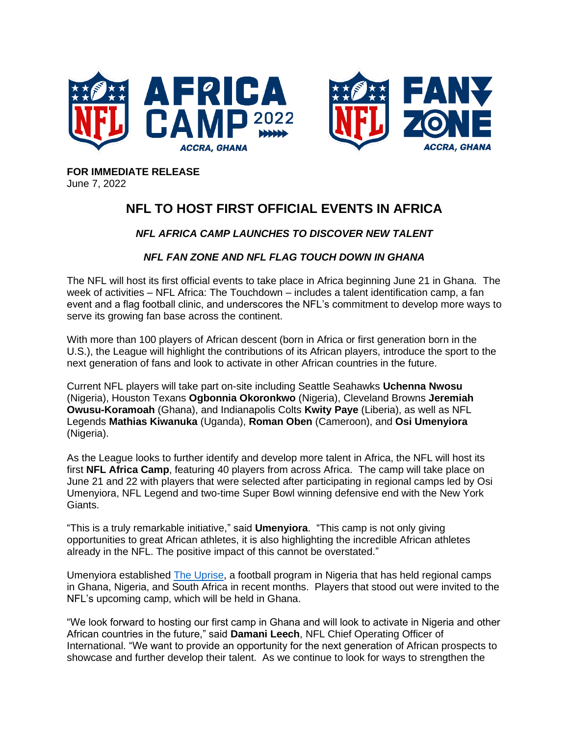**FOR IMMEDIATE RELEASE**
June 7, 2022

# NFL TO HOST FIRST OFFICIAL EVENTS IN AFRICA

### *NFL AFRICA CAMP LAUNCHES TO DISCOVER NEW TALENT*

### *NFL FAN ZONE AND NFL FLAG TOUCH DOWN IN GHANA*

The NFL will host its first official events to take place in Africa beginning June 21 in Ghana. The week of activities – NFL Africa: The Touchdown – includes a talent identification camp, a fan event and a flag football clinic, and underscores the NFL's commitment to develop more ways to serve its growing fan base across the continent.

With more than 100 players of African descent (born in Africa or first generation born in the U.S.), the League will highlight the contributions of its African players, introduce the sport to the next generation of fans and look to activate in other African countries in the future.

Current NFL players will take part on-site including Seattle Seahawks **Uchenna Nwosu** (Nigeria), Houston Texans **Ogbonnia Okoronkwo** (Nigeria), Cleveland Browns **Jeremiah Owusu-Koramoah** (Ghana), and Indianapolis Colts **Kwity Paye** (Liberia), as well as NFL Legends **Mathias Kiwanuka** (Uganda), **Roman Oben** (Cameroon), and **Osi Umenyiora** (Nigeria).

As the League looks to further identify and develop more talent in Africa, the NFL will host its first **NFL Africa Camp**, featuring 40 players from across Africa. The camp will take place on June 21 and 22 with players that were selected after participating in regional camps led by Osi Umenyiora, NFL Legend and two-time Super Bowl winning defensive end with the New York Giants.

"This is a truly remarkable initiative," said **Umenyiora**. "This camp is not only giving opportunities to great African athletes, it is also highlighting the incredible African athletes already in the NFL. The positive impact of this cannot be overstated."

Umenyiora established The Uprise, a football program in Nigeria that has held regional camps in Ghana, Nigeria, and South Africa in recent months. Players that stood out were invited to the NFL's upcoming camp, which will be held in Ghana.

"We look forward to hosting our first camp in Ghana and will look to activate in Nigeria and other African countries in the future," said **Damani Leech**, NFL Chief Operating Officer of International. "We want to provide an opportunity for the next generation of African prospects to showcase and further develop their talent. As we continue to look for ways to strengthen the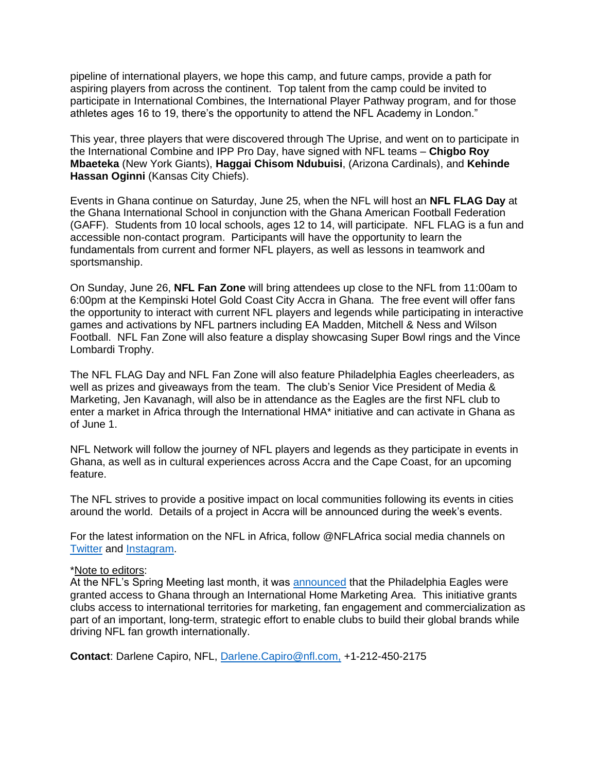pipeline of international players, we hope this camp, and future camps, provide a path for aspiring players from across the continent. Top talent from the camp could be invited to participate in International Combines, the International Player Pathway program, and for those athletes ages 16 to 19, there's the opportunity to attend the NFL Academy in London."

This year, three players that were discovered through The Uprise, and went on to participate in the International Combine and IPP Pro Day, have signed with NFL teams – **Chigbo Roy Mbaeteka** (New York Giants), **Haggai Chisom Ndubuisi**, (Arizona Cardinals), and **Kehinde Hassan Oginni** (Kansas City Chiefs).

Events in Ghana continue on Saturday, June 25, when the NFL will host an **NFL FLAG Day** at the Ghana International School in conjunction with the Ghana American Football Federation (GAFF). Students from 10 local schools, ages 12 to 14, will participate. NFL FLAG is a fun and accessible non-contact program. Participants will have the opportunity to learn the fundamentals from current and former NFL players, as well as lessons in teamwork and sportsmanship.

On Sunday, June 26, **NFL Fan Zone** will bring attendees up close to the NFL from 11:00am to 6:00pm at the Kempinski Hotel Gold Coast City Accra in Ghana. The free event will offer fans the opportunity to interact with current NFL players and legends while participating in interactive games and activations by NFL partners including EA Madden, Mitchell & Ness and Wilson Football. NFL Fan Zone will also feature a display showcasing Super Bowl rings and the Vince Lombardi Trophy.

The NFL FLAG Day and NFL Fan Zone will also feature Philadelphia Eagles cheerleaders, as well as prizes and giveaways from the team. The club's Senior Vice President of Media & Marketing, Jen Kavanagh, will also be in attendance as the Eagles are the first NFL club to enter a market in Africa through the International HMA* initiative and can activate in Ghana as of June 1.

NFL Network will follow the journey of NFL players and legends as they participate in events in Ghana, as well as in cultural experiences across Accra and the Cape Coast, for an upcoming feature.

The NFL strives to provide a positive impact on local communities following its events in cities around the world. Details of a project in Accra will be announced during the week's events.

For the latest information on the NFL in Africa, follow @NFLAfrica social media channels on Twitter and Instagram.

*Note to editors:
At the NFL's Spring Meeting last month, it was announced that the Philadelphia Eagles were granted access to Ghana through an International Home Marketing Area. This initiative grants clubs access to international territories for marketing, fan engagement and commercialization as part of an important, long-term, strategic effort to enable clubs to build their global brands while driving NFL fan growth internationally.

**Contact**: Darlene Capiro, NFL, Darlene.Capiro@nfl.com, +1-212-450-2175